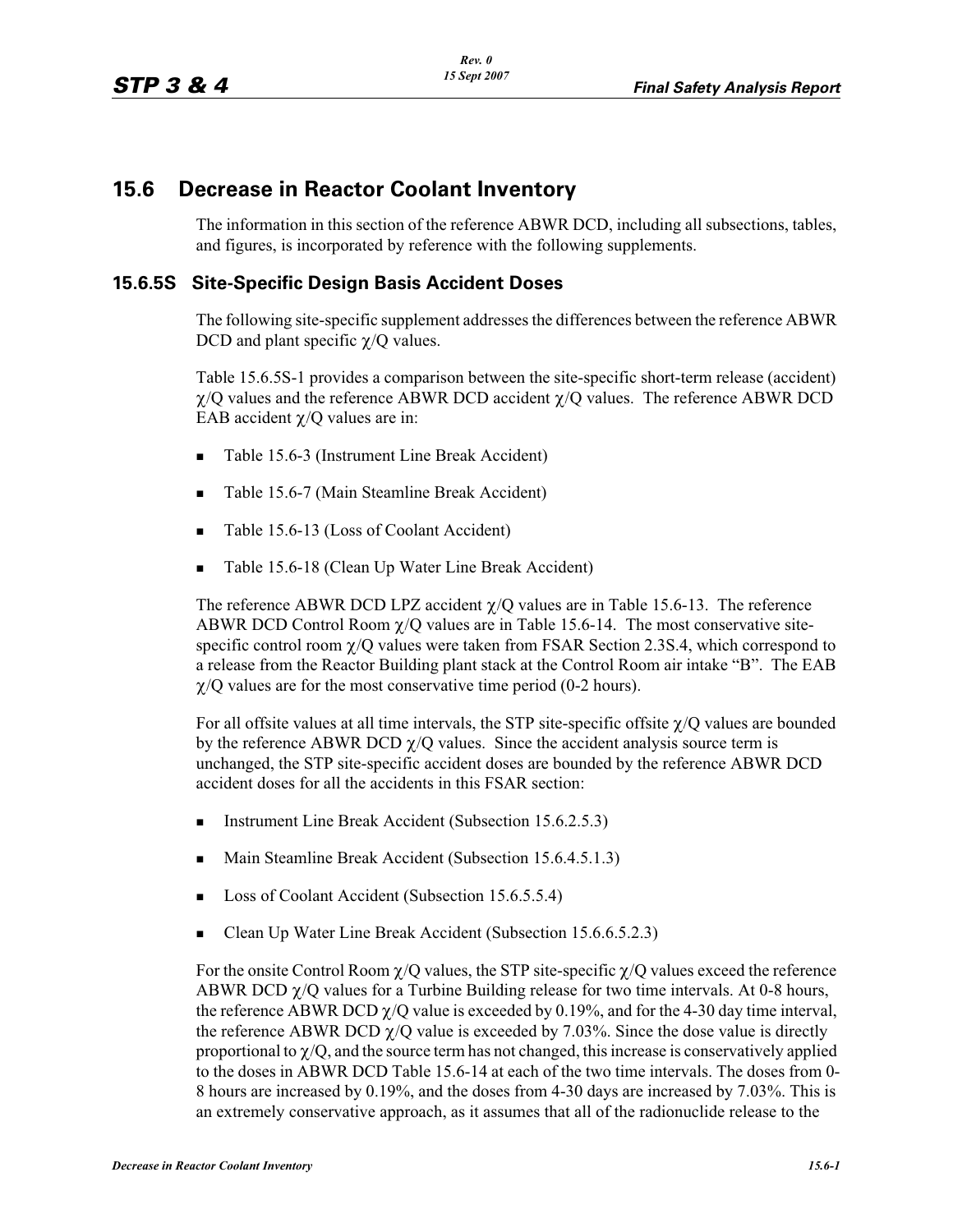# 15.6 Decrease in Reactor Coolant Inventory

The information in this section of the reference ABWR DCD, including all subsections, tables, and figures, is incorporated by reference with the following supplements.

## 15.6.5S Site-Specific Design Basis Accident Doses

The following site-specific supplement addresses the differences between the reference ABWR DCD and plant specific $\chi/Q$ values.

Table 15.6.5S-1 provides a comparison between the site-specific short-term release (accident) $\chi/Q$ values and the reference ABWR DCD accident $\chi/Q$ values. The reference ABWR DCD EAB accident $\chi/Q$ values are in:

- Table 15.6-3 (Instrument Line Break Accident)
- Table 15.6-7 (Main Steamline Break Accident)
- Table 15.6-13 (Loss of Coolant Accident)
- Table 15.6-18 (Clean Up Water Line Break Accident)

The reference ABWR DCD LPZ accident $\chi/Q$ values are in Table 15.6-13. The reference ABWR DCD Control Room $\chi/Q$ values are in Table 15.6-14. The most conservative site-specific control room $\chi/Q$ values were taken from FSAR Section 2.3S.4, which correspond to a release from the Reactor Building plant stack at the Control Room air intake "B". The EAB $\chi/Q$ values are for the most conservative time period (0-2 hours).

For all offsite values at all time intervals, the STP site-specific offsite $\chi/Q$ values are bounded by the reference ABWR DCD $\chi/Q$ values. Since the accident analysis source term is unchanged, the STP site-specific accident doses are bounded by the reference ABWR DCD accident doses for all the accidents in this FSAR section:

- Instrument Line Break Accident (Subsection 15.6.2.5.3)
- Main Steamline Break Accident (Subsection 15.6.4.5.1.3)
- Loss of Coolant Accident (Subsection 15.6.5.5.4)
- Clean Up Water Line Break Accident (Subsection 15.6.6.5.2.3)

For the onsite Control Room $\chi/Q$ values, the STP site-specific $\chi/Q$ values exceed the reference ABWR DCD $\chi/Q$ values for a Turbine Building release for two time intervals. At 0-8 hours, the reference ABWR DCD $\chi/Q$ value is exceeded by 0.19%, and for the 4-30 day time interval, the reference ABWR DCD $\chi/Q$ value is exceeded by 7.03%. Since the dose value is directly proportional to $\chi/Q$, and the source term has not changed, this increase is conservatively applied to the doses in ABWR DCD Table 15.6-14 at each of the two time intervals. The doses from 0-8 hours are increased by 0.19%, and the doses from 4-30 days are increased by 7.03%. This is an extremely conservative approach, as it assumes that all of the radionuclide release to the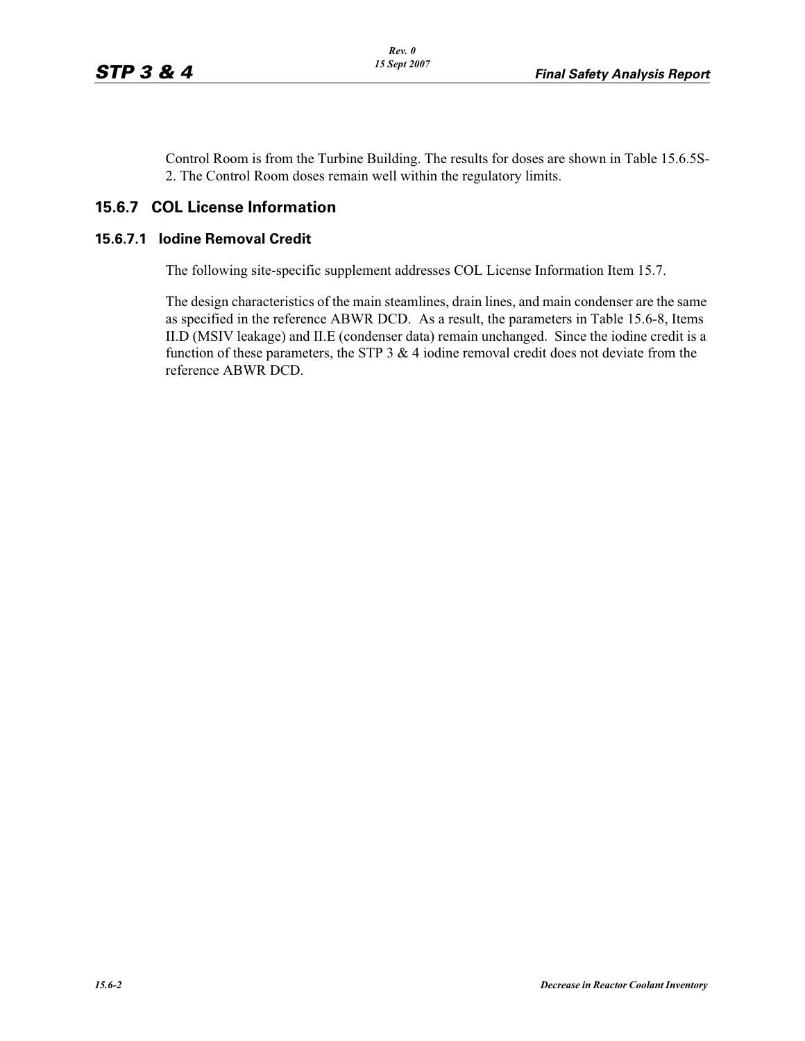Control Room is from the Turbine Building. The results for doses are shown in Table 15.6.5S-2. The Control Room doses remain well within the regulatory limits.

## 15.6.7 COL License Information

### 15.6.7.1 Iodine Removal Credit

The following site-specific supplement addresses COL License Information Item 15.7.

The design characteristics of the main steamlines, drain lines, and main condenser are the same as specified in the reference ABWR DCD. As a result, the parameters in Table 15.6-8, Items II.D (MSIV leakage) and II.E (condenser data) remain unchanged. Since the iodine credit is a function of these parameters, the STP 3 & 4 iodine removal credit does not deviate from the reference ABWR DCD.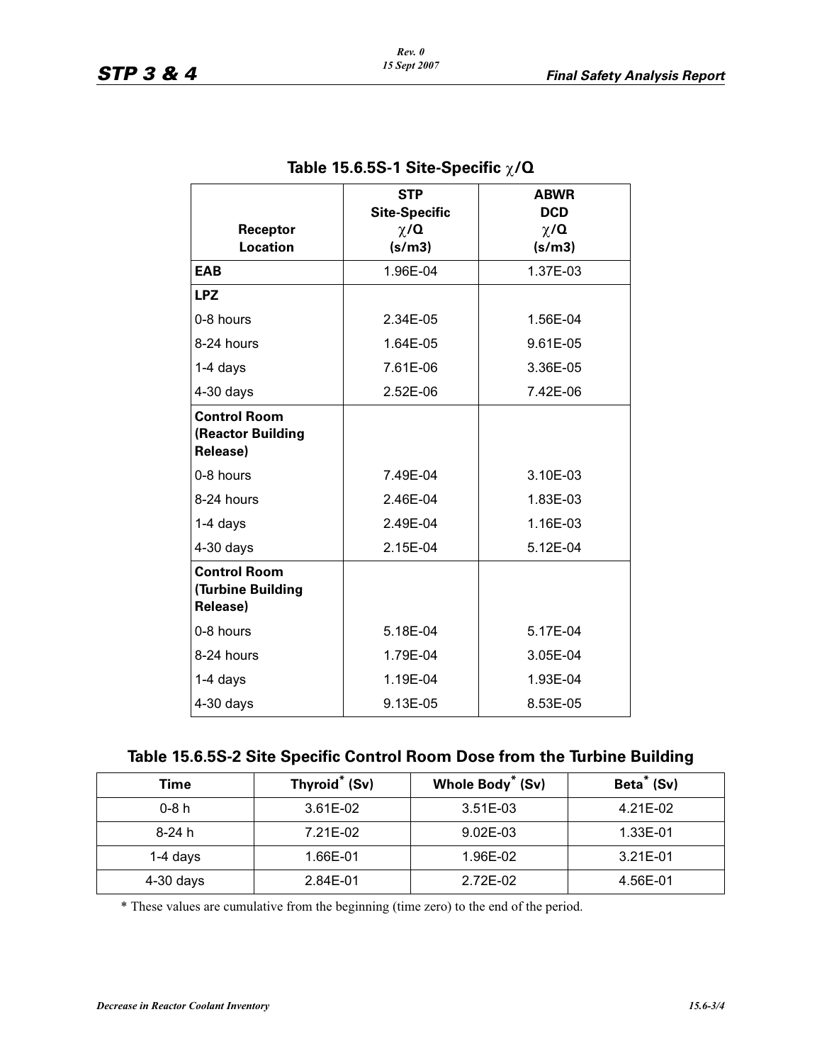## Table 15.6.5S-1 Site-Specific $\chi/Q$

| Receptor Location | STP Site-Specific $\chi/Q$ (s/m3) | ABWR DCD $\chi/Q$ (s/m3) |
|---|---|---|
| **EAB** | 1.96E-04 | 1.37E-03 |
| **LPZ** | | |
| 0-8 hours | 2.34E-05 | 1.56E-04 |
| 8-24 hours | 1.64E-05 | 9.61E-05 |
| 1-4 days | 7.61E-06 | 3.36E-05 |
| 4-30 days | 2.52E-06 | 7.42E-06 |
| **Control Room (Reactor Building Release)** | | |
| 0-8 hours | 7.49E-04 | 3.10E-03 |
| 8-24 hours | 2.46E-04 | 1.83E-03 |
| 1-4 days | 2.49E-04 | 1.16E-03 |
| 4-30 days | 2.15E-04 | 5.12E-04 |
| **Control Room (Turbine Building Release)** | | |
| 0-8 hours | 5.18E-04 | 5.17E-04 |
| 8-24 hours | 1.79E-04 | 3.05E-04 |
| 1-4 days | 1.19E-04 | 1.93E-04 |
| 4-30 days | 9.13E-05 | 8.53E-05 |

## Table 15.6.5S-2 Site Specific Control Room Dose from the Turbine Building

| Time | Thyroid* (Sv) | Whole Body* (Sv) | Beta* (Sv) |
|---|---|---|---|
| 0-8 h | 3.61E-02 | 3.51E-03 | 4.21E-02 |
| 8-24 h | 7.21E-02 | 9.02E-03 | 1.33E-01 |
| 1-4 days | 1.66E-01 | 1.96E-02 | 3.21E-01 |
| 4-30 days | 2.84E-01 | 2.72E-02 | 4.56E-01 |

* These values are cumulative from the beginning (time zero) to the end of the period.